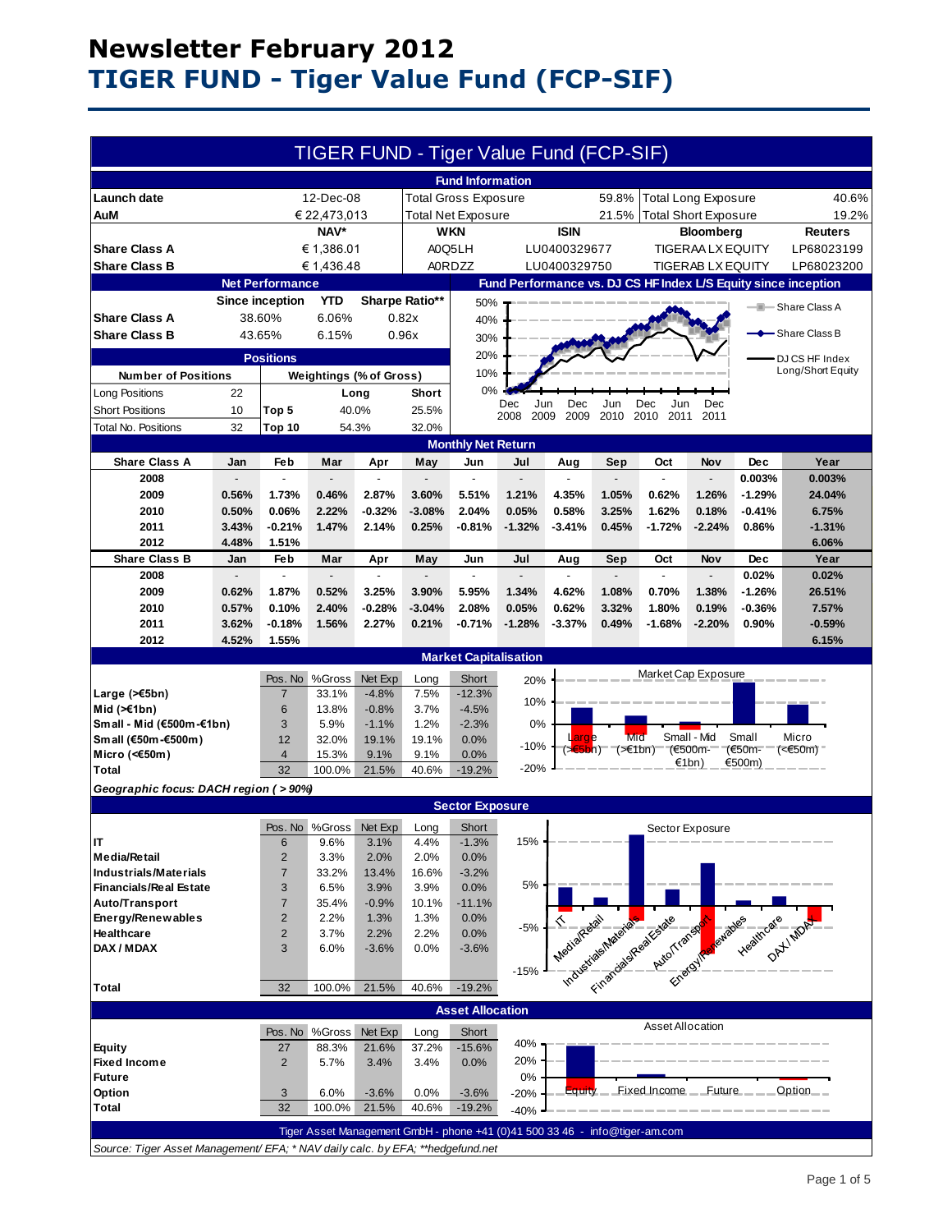# Newsletter February 2012

# TIGER FUND - Tiger Value Fund (FCP-SIF)

## TIGER FUND - Tiger Value Fund (FCP-SIF)

### Fund Information

| | | | | | |
|---|---|---|---|---|---|
| **Launch date** | 12-Dec-08 | Total Gross Exposure | 59.8% | Total Long Exposure | 40.6% |
| **AuM** | € 22,473,013 | Total Net Exposure | 21.5% | Total Short Exposure | 19.2% |

| | NAV* | WKN | ISIN | Bloomberg | Reuters |
|---|---|---|---|---|---|
| **Share Class A** | € 1,386.01 | A0Q5LH | LU0400329677 | TIGERAA LX EQUITY | LP68023199 |
| **Share Class B** | € 1,436.48 | A0RDZZ | LU0400329750 | TIGERAB LX EQUITY | LP68023200 |

### Net Performance

| | Since inception | YTD | Sharpe Ratio** |
|---|---|---|---|
| **Share Class A** | 38.60% | 6.06% | 0.82x |
| **Share Class B** | 43.65% | 6.15% | 0.96x |

### Fund Performance vs. DJ CS HF Index L/S Equity since inception

Legend: Share Class A; Share Class B; DJ CS HF Index Long/Short Equity

### Positions

| Number of Positions | | Weightings (% of Gross) | Long | Short |
|---|---|---|---|---|
| Long Positions | 22 | Top 5 | 40.0% | 25.5% |
| Short Positions | 10 | Top 10 | 54.3% | 32.0% |
| Total No. Positions | 32 | | | |

### Monthly Net Return

| Share Class A | Jan | Feb | Mar | Apr | May | Jun | Jul | Aug | Sep | Oct | Nov | Dec | Year |
|---|---|---|---|---|---|---|---|---|---|---|---|---|---|
| 2008 | - | - | - | - | - | - | - | - | - | - | - | 0.003% | 0.003% |
| 2009 | 0.56% | 1.73% | 0.46% | 2.87% | 3.60% | 5.51% | 1.21% | 4.35% | 1.05% | 0.62% | 1.26% | -1.29% | 24.04% |
| 2010 | 0.50% | 0.06% | 2.22% | -0.32% | -3.08% | 2.04% | 0.05% | 0.58% | 3.25% | 1.62% | 0.18% | -0.41% | 6.75% |
| 2011 | 3.43% | -0.21% | 1.47% | 2.14% | 0.25% | -0.81% | -1.32% | -3.41% | 0.45% | -1.72% | -2.24% | 0.86% | -1.31% |
| 2012 | 4.48% | 1.51% | | | | | | | | | | | 6.06% |

| Share Class B | Jan | Feb | Mar | Apr | May | Jun | Jul | Aug | Sep | Oct | Nov | Dec | Year |
|---|---|---|---|---|---|---|---|---|---|---|---|---|---|
| 2008 | - | - | - | - | - | - | - | - | - | - | - | 0.02% | 0.02% |
| 2009 | 0.62% | 1.87% | 0.52% | 3.25% | 3.90% | 5.95% | 1.34% | 4.62% | 1.08% | 0.70% | 1.38% | -1.26% | 26.51% |
| 2010 | 0.57% | 0.10% | 2.40% | -0.28% | -3.04% | 2.08% | 0.05% | 0.62% | 3.32% | 1.80% | 0.19% | -0.36% | 7.57% |
| 2011 | 3.62% | -0.18% | 1.56% | 2.27% | 0.21% | -0.71% | -1.28% | -3.37% | 0.49% | -1.68% | -2.20% | 0.90% | -0.59% |
| 2012 | 4.52% | 1.55% | | | | | | | | | | | 6.15% |

### Market Capitalisation

| | Pos. No | %Gross | Net Exp | Long | Short |
|---|---|---|---|---|---|
| **Large (>€5bn)** | 7 | 33.1% | -4.8% | 7.5% | -12.3% |
| **Mid (>€1bn)** | 6 | 13.8% | -0.8% | 3.7% | -4.5% |
| **Small - Mid (€500m-€1bn)** | 3 | 5.9% | -1.1% | 1.2% | -2.3% |
| **Small (€50m-€500m)** | 12 | 32.0% | 19.1% | 19.1% | 0.0% |
| **Micro (<€50m)** | 4 | 15.3% | 9.1% | 9.1% | 0.0% |
| **Total** | 32 | 100.0% | 21.5% | 40.6% | -19.2% |

*Geographic focus: DACH region ( > 90%)*

### Sector Exposure

| | Pos. No | %Gross | Net Exp | Long | Short |
|---|---|---|---|---|---|
| **IT** | 6 | 9.6% | 3.1% | 4.4% | -1.3% |
| **Media/Retail** | 2 | 3.3% | 2.0% | 2.0% | 0.0% |
| **Industrials/Materials** | 7 | 33.2% | 13.4% | 16.6% | -3.2% |
| **Financials/Real Estate** | 3 | 6.5% | 3.9% | 3.9% | 0.0% |
| **Auto/Transport** | 7 | 35.4% | -0.9% | 10.1% | -11.1% |
| **Energy/Renewables** | 2 | 2.2% | 1.3% | 1.3% | 0.0% |
| **Healthcare** | 2 | 3.7% | 2.2% | 2.2% | 0.0% |
| **DAX / MDAX** | 3 | 6.0% | -3.6% | 0.0% | -3.6% |
| **Total** | 32 | 100.0% | 21.5% | 40.6% | -19.2% |

### Asset Allocation

| | Pos. No | %Gross | Net Exp | Long | Short |
|---|---|---|---|---|---|
| **Equity** | 27 | 88.3% | 21.6% | 37.2% | -15.6% |
| **Fixed Income** | 2 | 5.7% | 3.4% | 3.4% | 0.0% |
| **Future** | | | | | |
| **Option** | 3 | 6.0% | -3.6% | 0.0% | -3.6% |
| **Total** | 32 | 100.0% | 21.5% | 40.6% | -19.2% |

Tiger Asset Management GmbH - phone +41 (0)41 500 33 46 - info@tiger-am.com

*Source: Tiger Asset Management/ EFA; * NAV daily calc. by EFA; **hedgefund.net*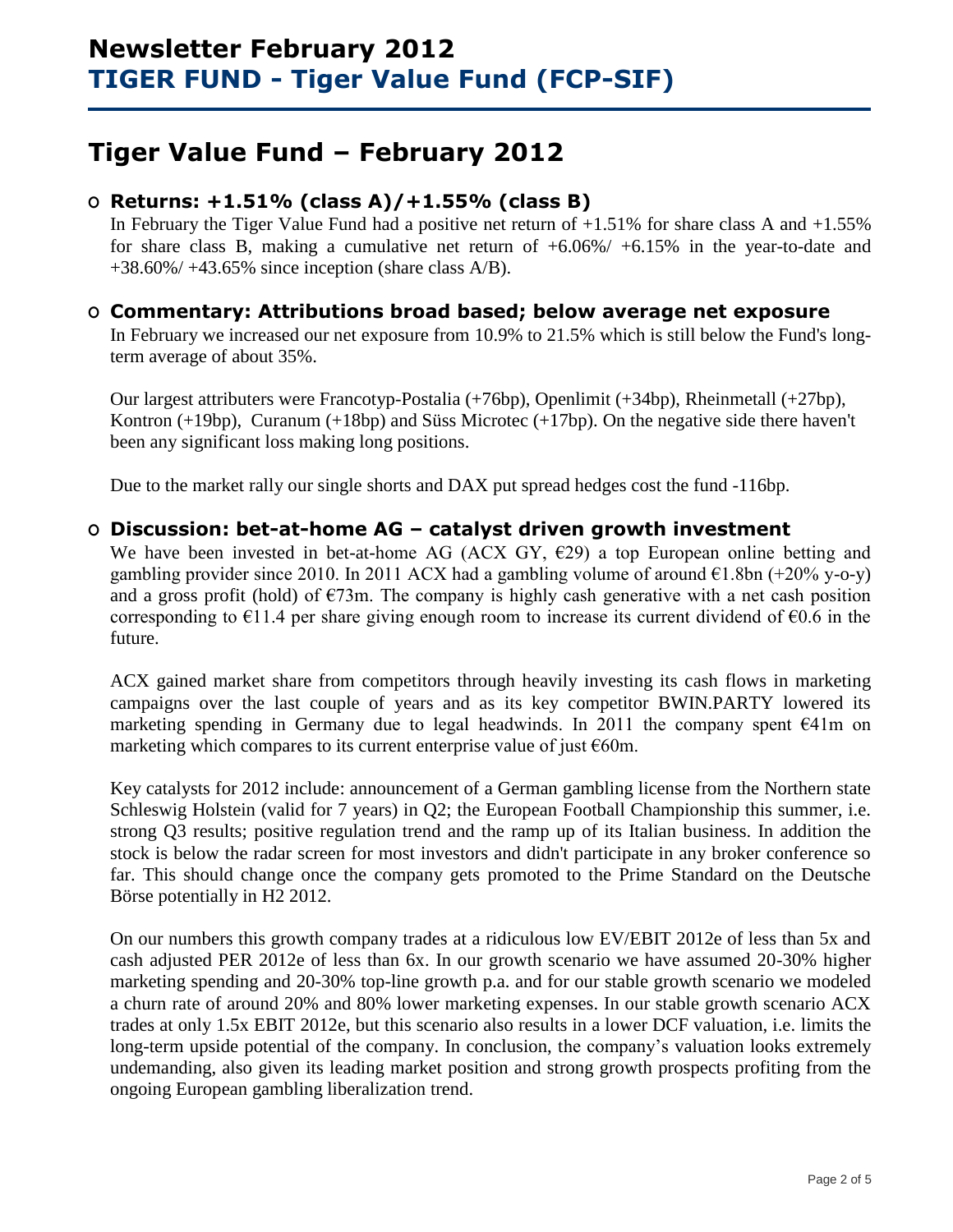# Newsletter February 2012
## TIGER FUND - Tiger Value Fund (FCP-SIF)

# Tiger Value Fund – February 2012

### Returns: +1.51% (class A)/+1.55% (class B)

In February the Tiger Value Fund had a positive net return of +1.51% for share class A and +1.55% for share class B, making a cumulative net return of +6.06%/ +6.15% in the year-to-date and +38.60%/ +43.65% since inception (share class A/B).

### Commentary: Attributions broad based; below average net exposure

In February we increased our net exposure from 10.9% to 21.5% which is still below the Fund's long-term average of about 35%.

Our largest attributers were Francotyp-Postalia (+76bp), Openlimit (+34bp), Rheinmetall (+27bp), Kontron (+19bp), Curanum (+18bp) and Süss Microtec (+17bp). On the negative side there haven't been any significant loss making long positions.

Due to the market rally our single shorts and DAX put spread hedges cost the fund -116bp.

### Discussion: bet-at-home AG – catalyst driven growth investment

We have been invested in bet-at-home AG (ACX GY, €29) a top European online betting and gambling provider since 2010. In 2011 ACX had a gambling volume of around €1.8bn (+20% y-o-y) and a gross profit (hold) of €73m. The company is highly cash generative with a net cash position corresponding to €11.4 per share giving enough room to increase its current dividend of €0.6 in the future.

ACX gained market share from competitors through heavily investing its cash flows in marketing campaigns over the last couple of years and as its key competitor BWIN.PARTY lowered its marketing spending in Germany due to legal headwinds. In 2011 the company spent €41m on marketing which compares to its current enterprise value of just €60m.

Key catalysts for 2012 include: announcement of a German gambling license from the Northern state Schleswig Holstein (valid for 7 years) in Q2; the European Football Championship this summer, i.e. strong Q3 results; positive regulation trend and the ramp up of its Italian business. In addition the stock is below the radar screen for most investors and didn't participate in any broker conference so far. This should change once the company gets promoted to the Prime Standard on the Deutsche Börse potentially in H2 2012.

On our numbers this growth company trades at a ridiculous low EV/EBIT 2012e of less than 5x and cash adjusted PER 2012e of less than 6x. In our growth scenario we have assumed 20-30% higher marketing spending and 20-30% top-line growth p.a. and for our stable growth scenario we modeled a churn rate of around 20% and 80% lower marketing expenses. In our stable growth scenario ACX trades at only 1.5x EBIT 2012e, but this scenario also results in a lower DCF valuation, i.e. limits the long-term upside potential of the company. In conclusion, the company's valuation looks extremely undemanding, also given its leading market position and strong growth prospects profiting from the ongoing European gambling liberalization trend.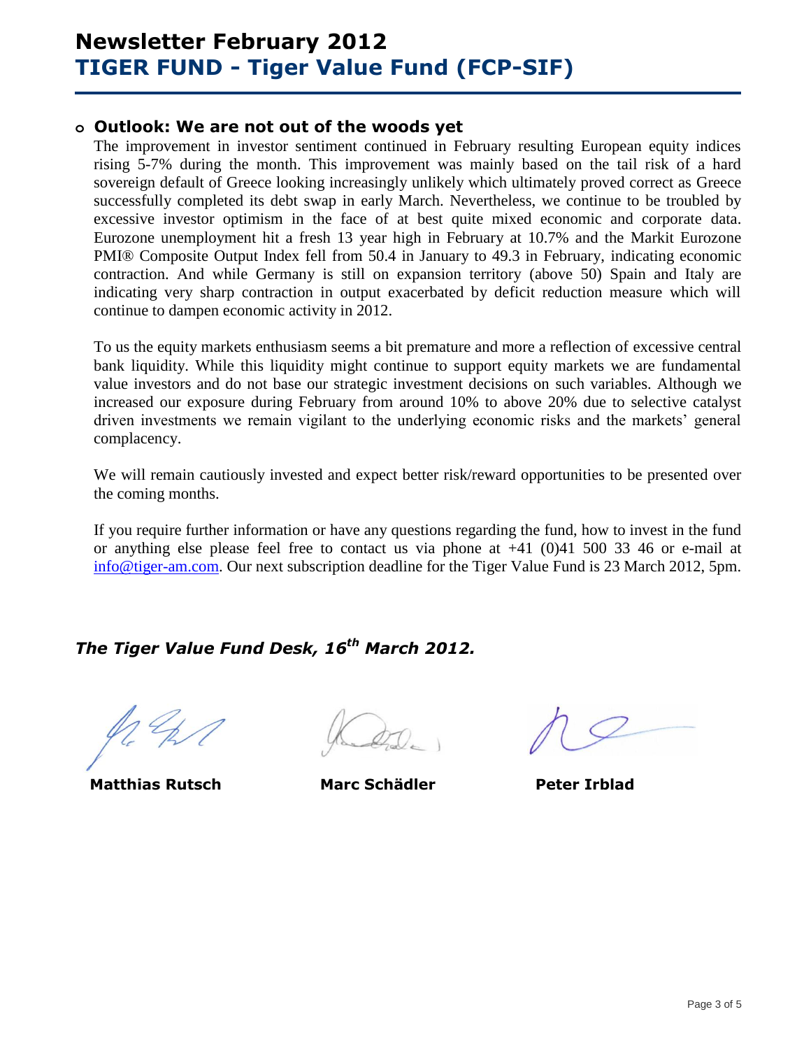# Newsletter February 2012
# TIGER FUND - Tiger Value Fund (FCP-SIF)

- ### Outlook: We are not out of the woods yet

The improvement in investor sentiment continued in February resulting European equity indices rising 5-7% during the month. This improvement was mainly based on the tail risk of a hard sovereign default of Greece looking increasingly unlikely which ultimately proved correct as Greece successfully completed its debt swap in early March. Nevertheless, we continue to be troubled by excessive investor optimism in the face of at best quite mixed economic and corporate data. Eurozone unemployment hit a fresh 13 year high in February at 10.7% and the Markit Eurozone PMI® Composite Output Index fell from 50.4 in January to 49.3 in February, indicating economic contraction. And while Germany is still on expansion territory (above 50) Spain and Italy are indicating very sharp contraction in output exacerbated by deficit reduction measure which will continue to dampen economic activity in 2012.

To us the equity markets enthusiasm seems a bit premature and more a reflection of excessive central bank liquidity. While this liquidity might continue to support equity markets we are fundamental value investors and do not base our strategic investment decisions on such variables. Although we increased our exposure during February from around 10% to above 20% due to selective catalyst driven investments we remain vigilant to the underlying economic risks and the markets' general complacency.

We will remain cautiously invested and expect better risk/reward opportunities to be presented over the coming months.

If you require further information or have any questions regarding the fund, how to invest in the fund or anything else please feel free to contact us via phone at +41 (0)41 500 33 46 or e-mail at info@tiger-am.com. Our next subscription deadline for the Tiger Value Fund is 23 March 2012, 5pm.

***The Tiger Value Fund Desk, 16th March 2012.***

**Matthias Rutsch** **Marc Schädler** **Peter Irblad**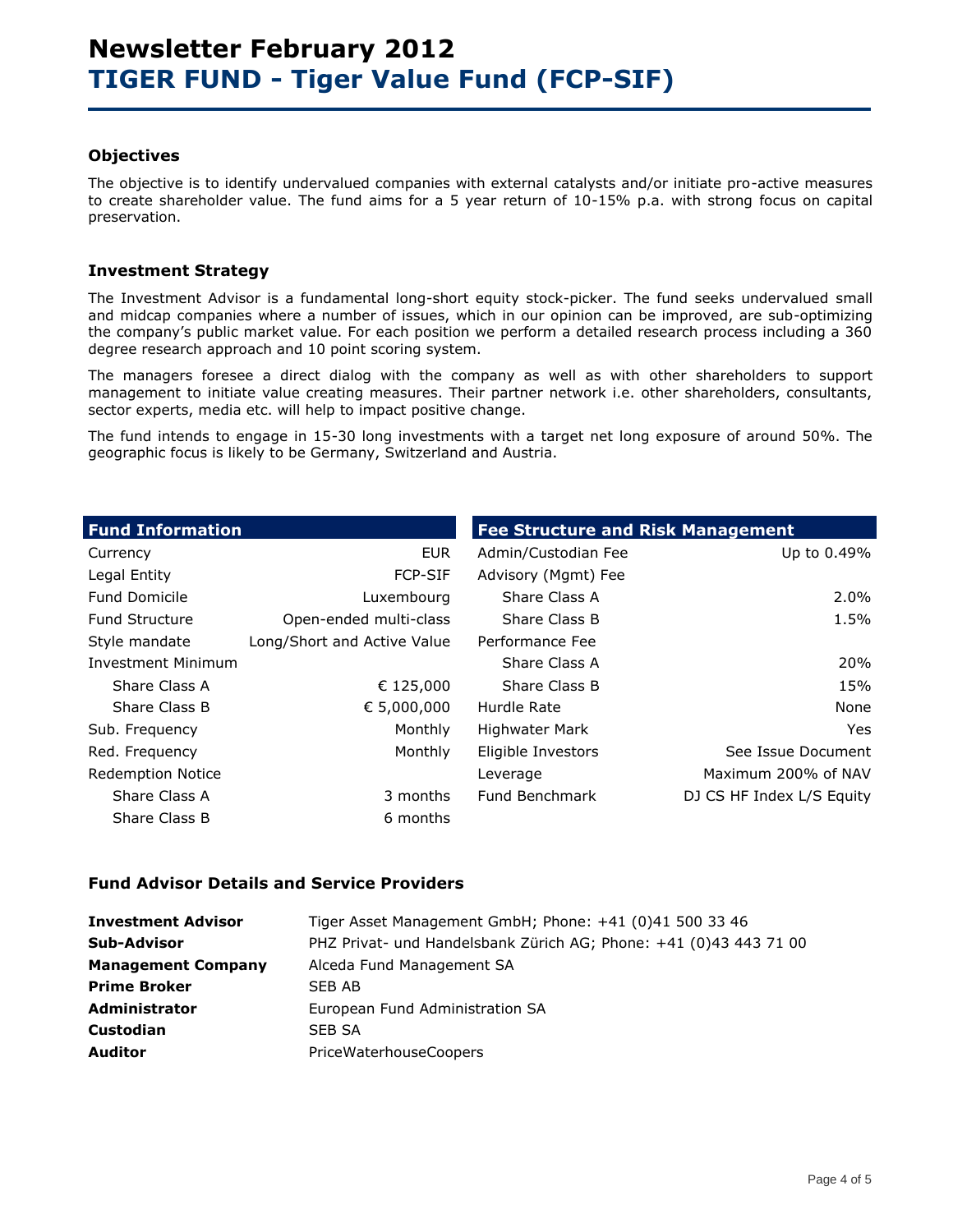# Newsletter February 2012
# TIGER FUND - Tiger Value Fund (FCP-SIF)

### Objectives

The objective is to identify undervalued companies with external catalysts and/or initiate pro-active measures to create shareholder value. The fund aims for a 5 year return of 10-15% p.a. with strong focus on capital preservation.

### Investment Strategy

The Investment Advisor is a fundamental long-short equity stock-picker. The fund seeks undervalued small and midcap companies where a number of issues, which in our opinion can be improved, are sub-optimizing the company's public market value. For each position we perform a detailed research process including a 360 degree research approach and 10 point scoring system.

The managers foresee a direct dialog with the company as well as with other shareholders to support management to initiate value creating measures. Their partner network i.e. other shareholders, consultants, sector experts, media etc. will help to impact positive change.

The fund intends to engage in 15-30 long investments with a target net long exposure of around 50%. The geographic focus is likely to be Germany, Switzerland and Austria.

| Fund Information | |
|---|---|
| Currency | EUR |
| Legal Entity | FCP-SIF |
| Fund Domicile | Luxembourg |
| Fund Structure | Open-ended multi-class |
| Style mandate | Long/Short and Active Value |
| Investment Minimum | |
| Share Class A | € 125,000 |
| Share Class B | € 5,000,000 |
| Sub. Frequency | Monthly |
| Red. Frequency | Monthly |
| Redemption Notice | |
| Share Class A | 3 months |
| Share Class B | 6 months |

| Fee Structure and Risk Management | |
|---|---|
| Admin/Custodian Fee | Up to 0.49% |
| Advisory (Mgmt) Fee | |
| Share Class A | 2.0% |
| Share Class B | 1.5% |
| Performance Fee | |
| Share Class A | 20% |
| Share Class B | 15% |
| Hurdle Rate | None |
| Highwater Mark | Yes |
| Eligible Investors | See Issue Document |
| Leverage | Maximum 200% of NAV |
| Fund Benchmark | DJ CS HF Index L/S Equity |

### Fund Advisor Details and Service Providers

| | |
|---|---|
| **Investment Advisor** | Tiger Asset Management GmbH; Phone: +41 (0)41 500 33 46 |
| **Sub-Advisor** | PHZ Privat- und Handelsbank Zürich AG; Phone: +41 (0)43 443 71 00 |
| **Management Company** | Alceda Fund Management SA |
| **Prime Broker** | SEB AB |
| **Administrator** | European Fund Administration SA |
| **Custodian** | SEB SA |
| **Auditor** | PriceWaterhouseCoopers |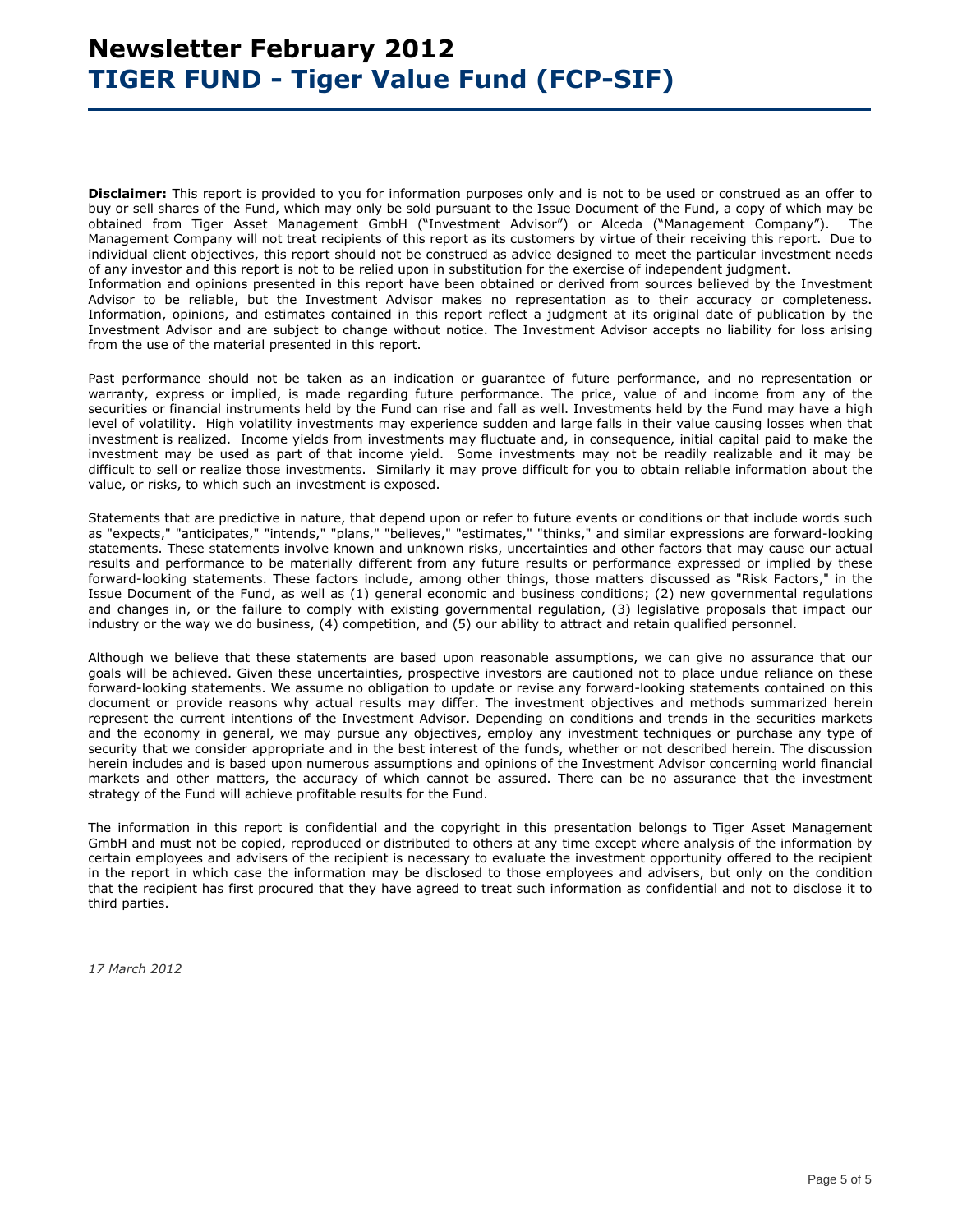# Newsletter February 2012
# TIGER FUND - Tiger Value Fund (FCP-SIF)

**Disclaimer:** This report is provided to you for information purposes only and is not to be used or construed as an offer to buy or sell shares of the Fund, which may only be sold pursuant to the Issue Document of the Fund, a copy of which may be obtained from Tiger Asset Management GmbH ("Investment Advisor") or Alceda ("Management Company"). The Management Company will not treat recipients of this report as its customers by virtue of their receiving this report. Due to individual client objectives, this report should not be construed as advice designed to meet the particular investment needs of any investor and this report is not to be relied upon in substitution for the exercise of independent judgment.
Information and opinions presented in this report have been obtained or derived from sources believed by the Investment Advisor to be reliable, but the Investment Advisor makes no representation as to their accuracy or completeness. Information, opinions, and estimates contained in this report reflect a judgment at its original date of publication by the Investment Advisor and are subject to change without notice. The Investment Advisor accepts no liability for loss arising from the use of the material presented in this report.

Past performance should not be taken as an indication or guarantee of future performance, and no representation or warranty, express or implied, is made regarding future performance. The price, value of and income from any of the securities or financial instruments held by the Fund can rise and fall as well. Investments held by the Fund may have a high level of volatility. High volatility investments may experience sudden and large falls in their value causing losses when that investment is realized. Income yields from investments may fluctuate and, in consequence, initial capital paid to make the investment may be used as part of that income yield. Some investments may not be readily realizable and it may be difficult to sell or realize those investments. Similarly it may prove difficult for you to obtain reliable information about the value, or risks, to which such an investment is exposed.

Statements that are predictive in nature, that depend upon or refer to future events or conditions or that include words such as "expects," "anticipates," "intends," "plans," "believes," "estimates," "thinks," and similar expressions are forward-looking statements. These statements involve known and unknown risks, uncertainties and other factors that may cause our actual results and performance to be materially different from any future results or performance expressed or implied by these forward-looking statements. These factors include, among other things, those matters discussed as "Risk Factors," in the Issue Document of the Fund, as well as (1) general economic and business conditions; (2) new governmental regulations and changes in, or the failure to comply with existing governmental regulation, (3) legislative proposals that impact our industry or the way we do business, (4) competition, and (5) our ability to attract and retain qualified personnel.

Although we believe that these statements are based upon reasonable assumptions, we can give no assurance that our goals will be achieved. Given these uncertainties, prospective investors are cautioned not to place undue reliance on these forward-looking statements. We assume no obligation to update or revise any forward-looking statements contained on this document or provide reasons why actual results may differ. The investment objectives and methods summarized herein represent the current intentions of the Investment Advisor. Depending on conditions and trends in the securities markets and the economy in general, we may pursue any objectives, employ any investment techniques or purchase any type of security that we consider appropriate and in the best interest of the funds, whether or not described herein. The discussion herein includes and is based upon numerous assumptions and opinions of the Investment Advisor concerning world financial markets and other matters, the accuracy of which cannot be assured. There can be no assurance that the investment strategy of the Fund will achieve profitable results for the Fund.

The information in this report is confidential and the copyright in this presentation belongs to Tiger Asset Management GmbH and must not be copied, reproduced or distributed to others at any time except where analysis of the information by certain employees and advisers of the recipient is necessary to evaluate the investment opportunity offered to the recipient in the report in which case the information may be disclosed to those employees and advisers, but only on the condition that the recipient has first procured that they have agreed to treat such information as confidential and not to disclose it to third parties.

*17 March 2012*